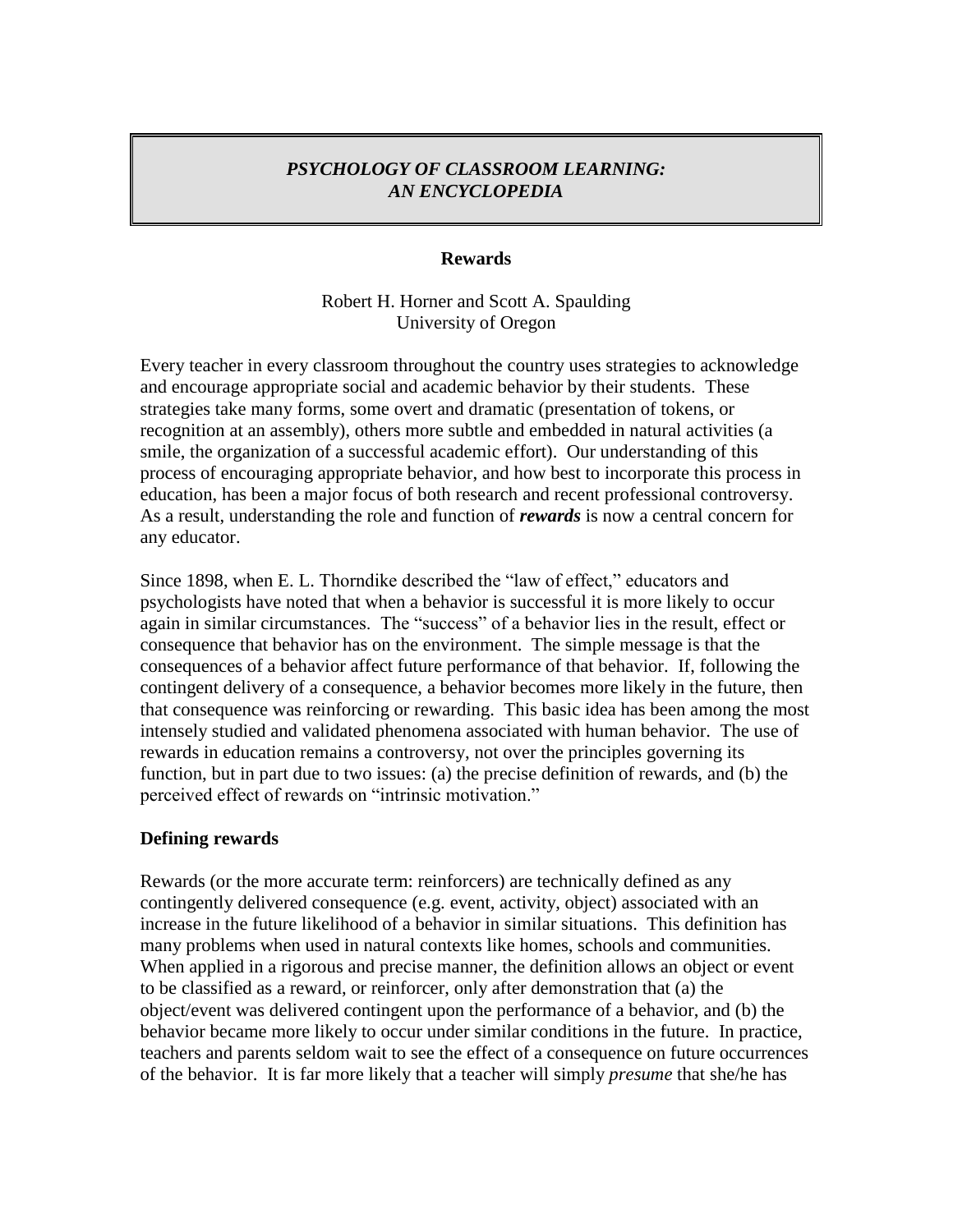***PSYCHOLOGY OF CLASSROOM LEARNING: AN ENCYCLOPEDIA***

# Rewards

Robert H. Horner and Scott A. Spaulding
University of Oregon

Every teacher in every classroom throughout the country uses strategies to acknowledge and encourage appropriate social and academic behavior by their students. These strategies take many forms, some overt and dramatic (presentation of tokens, or recognition at an assembly), others more subtle and embedded in natural activities (a smile, the organization of a successful academic effort). Our understanding of this process of encouraging appropriate behavior, and how best to incorporate this process in education, has been a major focus of both research and recent professional controversy. As a result, understanding the role and function of ***rewards*** is now a central concern for any educator.

Since 1898, when E. L. Thorndike described the "law of effect," educators and psychologists have noted that when a behavior is successful it is more likely to occur again in similar circumstances. The "success" of a behavior lies in the result, effect or consequence that behavior has on the environment. The simple message is that the consequences of a behavior affect future performance of that behavior. If, following the contingent delivery of a consequence, a behavior becomes more likely in the future, then that consequence was reinforcing or rewarding. This basic idea has been among the most intensely studied and validated phenomena associated with human behavior. The use of rewards in education remains a controversy, not over the principles governing its function, but in part due to two issues: (a) the precise definition of rewards, and (b) the perceived effect of rewards on "intrinsic motivation."

## Defining rewards

Rewards (or the more accurate term: reinforcers) are technically defined as any contingently delivered consequence (e.g. event, activity, object) associated with an increase in the future likelihood of a behavior in similar situations. This definition has many problems when used in natural contexts like homes, schools and communities. When applied in a rigorous and precise manner, the definition allows an object or event to be classified as a reward, or reinforcer, only after demonstration that (a) the object/event was delivered contingent upon the performance of a behavior, and (b) the behavior became more likely to occur under similar conditions in the future. In practice, teachers and parents seldom wait to see the effect of a consequence on future occurrences of the behavior. It is far more likely that a teacher will simply *presume* that she/he has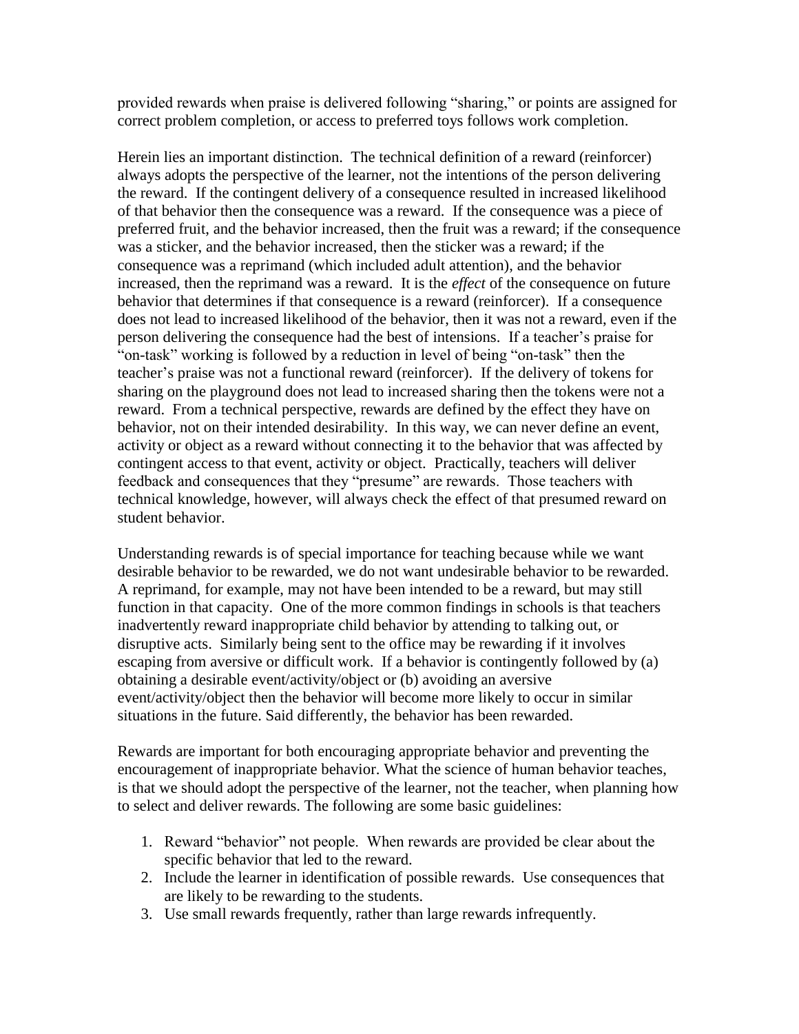provided rewards when praise is delivered following "sharing," or points are assigned for correct problem completion, or access to preferred toys follows work completion.

Herein lies an important distinction. The technical definition of a reward (reinforcer) always adopts the perspective of the learner, not the intentions of the person delivering the reward. If the contingent delivery of a consequence resulted in increased likelihood of that behavior then the consequence was a reward. If the consequence was a piece of preferred fruit, and the behavior increased, then the fruit was a reward; if the consequence was a sticker, and the behavior increased, then the sticker was a reward; if the consequence was a reprimand (which included adult attention), and the behavior increased, then the reprimand was a reward. It is the *effect* of the consequence on future behavior that determines if that consequence is a reward (reinforcer). If a consequence does not lead to increased likelihood of the behavior, then it was not a reward, even if the person delivering the consequence had the best of intensions. If a teacher's praise for "on-task" working is followed by a reduction in level of being "on-task" then the teacher's praise was not a functional reward (reinforcer). If the delivery of tokens for sharing on the playground does not lead to increased sharing then the tokens were not a reward. From a technical perspective, rewards are defined by the effect they have on behavior, not on their intended desirability. In this way, we can never define an event, activity or object as a reward without connecting it to the behavior that was affected by contingent access to that event, activity or object. Practically, teachers will deliver feedback and consequences that they "presume" are rewards. Those teachers with technical knowledge, however, will always check the effect of that presumed reward on student behavior.

Understanding rewards is of special importance for teaching because while we want desirable behavior to be rewarded, we do not want undesirable behavior to be rewarded. A reprimand, for example, may not have been intended to be a reward, but may still function in that capacity. One of the more common findings in schools is that teachers inadvertently reward inappropriate child behavior by attending to talking out, or disruptive acts. Similarly being sent to the office may be rewarding if it involves escaping from aversive or difficult work. If a behavior is contingently followed by (a) obtaining a desirable event/activity/object or (b) avoiding an aversive event/activity/object then the behavior will become more likely to occur in similar situations in the future. Said differently, the behavior has been rewarded.

Rewards are important for both encouraging appropriate behavior and preventing the encouragement of inappropriate behavior. What the science of human behavior teaches, is that we should adopt the perspective of the learner, not the teacher, when planning how to select and deliver rewards. The following are some basic guidelines:

1. Reward "behavior" not people. When rewards are provided be clear about the specific behavior that led to the reward.
2. Include the learner in identification of possible rewards. Use consequences that are likely to be rewarding to the students.
3. Use small rewards frequently, rather than large rewards infrequently.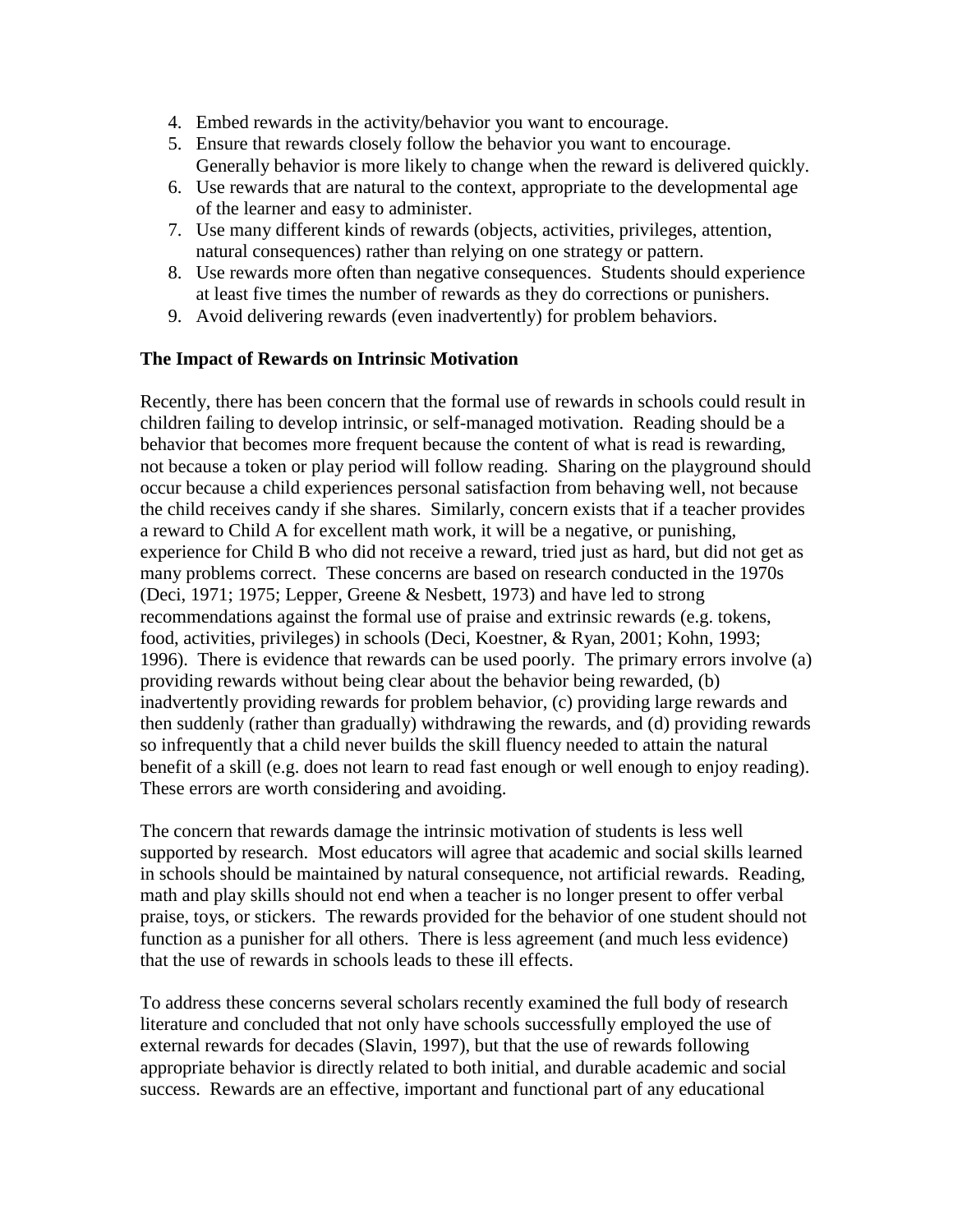4. Embed rewards in the activity/behavior you want to encourage.
5. Ensure that rewards closely follow the behavior you want to encourage. Generally behavior is more likely to change when the reward is delivered quickly.
6. Use rewards that are natural to the context, appropriate to the developmental age of the learner and easy to administer.
7. Use many different kinds of rewards (objects, activities, privileges, attention, natural consequences) rather than relying on one strategy or pattern.
8. Use rewards more often than negative consequences. Students should experience at least five times the number of rewards as they do corrections or punishers.
9. Avoid delivering rewards (even inadvertently) for problem behaviors.

**The Impact of Rewards on Intrinsic Motivation**

Recently, there has been concern that the formal use of rewards in schools could result in children failing to develop intrinsic, or self-managed motivation. Reading should be a behavior that becomes more frequent because the content of what is read is rewarding, not because a token or play period will follow reading. Sharing on the playground should occur because a child experiences personal satisfaction from behaving well, not because the child receives candy if she shares. Similarly, concern exists that if a teacher provides a reward to Child A for excellent math work, it will be a negative, or punishing, experience for Child B who did not receive a reward, tried just as hard, but did not get as many problems correct. These concerns are based on research conducted in the 1970s (Deci, 1971; 1975; Lepper, Greene & Nesbett, 1973) and have led to strong recommendations against the formal use of praise and extrinsic rewards (e.g. tokens, food, activities, privileges) in schools (Deci, Koestner, & Ryan, 2001; Kohn, 1993; 1996). There is evidence that rewards can be used poorly. The primary errors involve (a) providing rewards without being clear about the behavior being rewarded, (b) inadvertently providing rewards for problem behavior, (c) providing large rewards and then suddenly (rather than gradually) withdrawing the rewards, and (d) providing rewards so infrequently that a child never builds the skill fluency needed to attain the natural benefit of a skill (e.g. does not learn to read fast enough or well enough to enjoy reading). These errors are worth considering and avoiding.

The concern that rewards damage the intrinsic motivation of students is less well supported by research. Most educators will agree that academic and social skills learned in schools should be maintained by natural consequence, not artificial rewards. Reading, math and play skills should not end when a teacher is no longer present to offer verbal praise, toys, or stickers. The rewards provided for the behavior of one student should not function as a punisher for all others. There is less agreement (and much less evidence) that the use of rewards in schools leads to these ill effects.

To address these concerns several scholars recently examined the full body of research literature and concluded that not only have schools successfully employed the use of external rewards for decades (Slavin, 1997), but that the use of rewards following appropriate behavior is directly related to both initial, and durable academic and social success. Rewards are an effective, important and functional part of any educational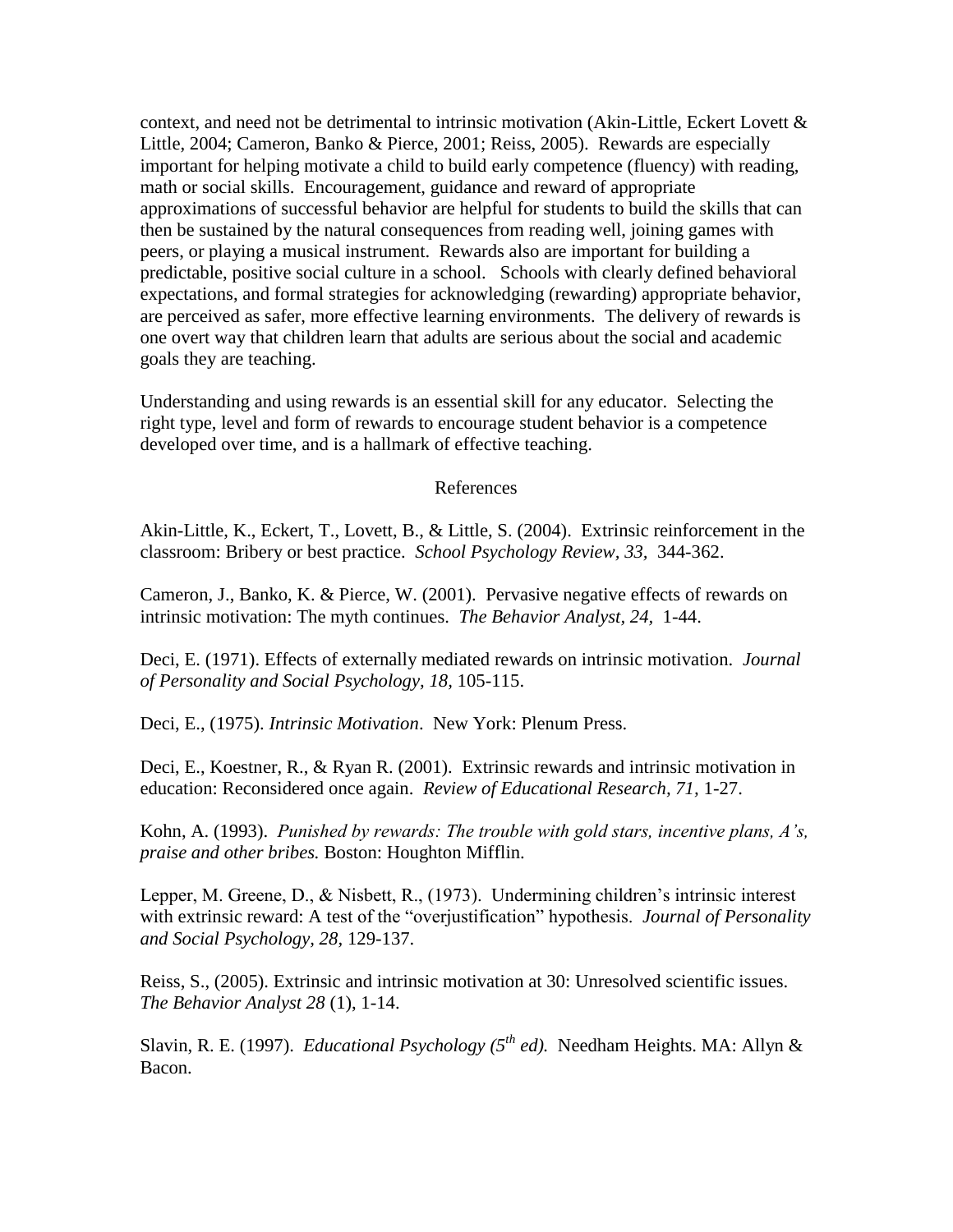context, and need not be detrimental to intrinsic motivation (Akin-Little, Eckert Lovett & Little, 2004; Cameron, Banko & Pierce, 2001; Reiss, 2005). Rewards are especially important for helping motivate a child to build early competence (fluency) with reading, math or social skills. Encouragement, guidance and reward of appropriate approximations of successful behavior are helpful for students to build the skills that can then be sustained by the natural consequences from reading well, joining games with peers, or playing a musical instrument. Rewards also are important for building a predictable, positive social culture in a school. Schools with clearly defined behavioral expectations, and formal strategies for acknowledging (rewarding) appropriate behavior, are perceived as safer, more effective learning environments. The delivery of rewards is one overt way that children learn that adults are serious about the social and academic goals they are teaching.

Understanding and using rewards is an essential skill for any educator. Selecting the right type, level and form of rewards to encourage student behavior is a competence developed over time, and is a hallmark of effective teaching.

## References

Akin-Little, K., Eckert, T., Lovett, B., & Little, S. (2004). Extrinsic reinforcement in the classroom: Bribery or best practice. *School Psychology Review, 33,* 344-362.

Cameron, J., Banko, K. & Pierce, W. (2001). Pervasive negative effects of rewards on intrinsic motivation: The myth continues. *The Behavior Analyst, 24,* 1-44.

Deci, E. (1971). Effects of externally mediated rewards on intrinsic motivation. *Journal of Personality and Social Psychology, 18,* 105-115.

Deci, E., (1975). *Intrinsic Motivation*. New York: Plenum Press.

Deci, E., Koestner, R., & Ryan R. (2001). Extrinsic rewards and intrinsic motivation in education: Reconsidered once again. *Review of Educational Research, 71,* 1-27.

Kohn, A. (1993). *Punished by rewards: The trouble with gold stars, incentive plans, A's, praise and other bribes.* Boston: Houghton Mifflin.

Lepper, M. Greene, D., & Nisbett, R., (1973). Undermining children's intrinsic interest with extrinsic reward: A test of the "overjustification" hypothesis. *Journal of Personality and Social Psychology, 28,* 129-137.

Reiss, S., (2005). Extrinsic and intrinsic motivation at 30: Unresolved scientific issues. *The Behavior Analyst 28* (1), 1-14.

Slavin, R. E. (1997). *Educational Psychology (5th ed).* Needham Heights. MA: Allyn & Bacon.